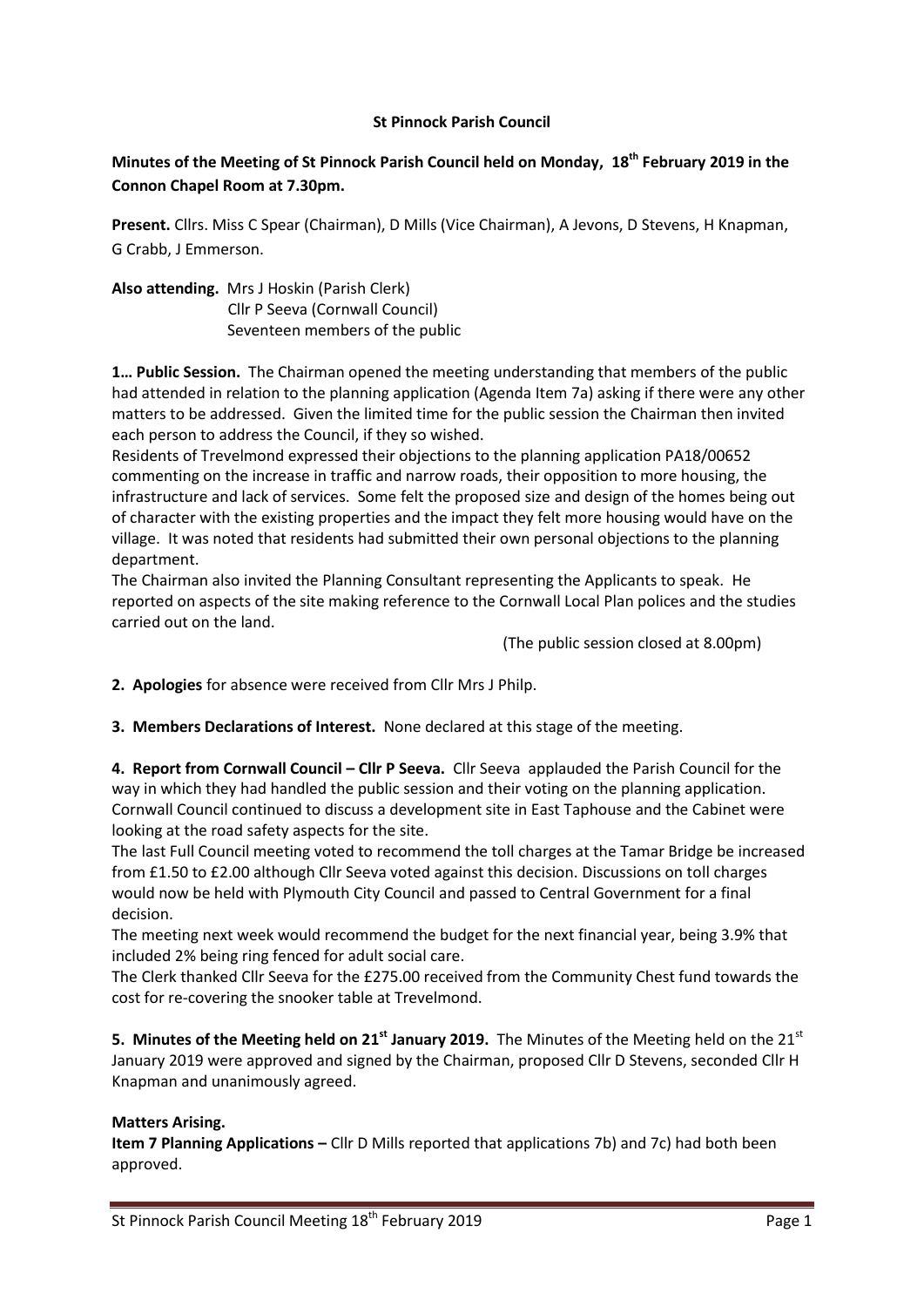# St Pinnock Parish Council

**Minutes of the Meeting of St Pinnock Parish Council held on Monday, 18th February 2019 in the Connon Chapel Room at 7.30pm.**

**Present.** Cllrs. Miss C Spear (Chairman), D Mills (Vice Chairman), A Jevons, D Stevens, H Knapman, G Crabb, J Emmerson.

**Also attending.** Mrs J Hoskin (Parish Clerk)
Cllr P Seeva (Cornwall Council)
Seventeen members of the public

**1… Public Session.** The Chairman opened the meeting understanding that members of the public had attended in relation to the planning application (Agenda Item 7a) asking if there were any other matters to be addressed. Given the limited time for the public session the Chairman then invited each person to address the Council, if they so wished.

Residents of Trevelmond expressed their objections to the planning application PA18/00652 commenting on the increase in traffic and narrow roads, their opposition to more housing, the infrastructure and lack of services. Some felt the proposed size and design of the homes being out of character with the existing properties and the impact they felt more housing would have on the village. It was noted that residents had submitted their own personal objections to the planning department.

The Chairman also invited the Planning Consultant representing the Applicants to speak. He reported on aspects of the site making reference to the Cornwall Local Plan polices and the studies carried out on the land.

(The public session closed at 8.00pm)

**2. Apologies** for absence were received from Cllr Mrs J Philp.

**3. Members Declarations of Interest.** None declared at this stage of the meeting.

**4. Report from Cornwall Council – Cllr P Seeva.** Cllr Seeva applauded the Parish Council for the way in which they had handled the public session and their voting on the planning application. Cornwall Council continued to discuss a development site in East Taphouse and the Cabinet were looking at the road safety aspects for the site.

The last Full Council meeting voted to recommend the toll charges at the Tamar Bridge be increased from £1.50 to £2.00 although Cllr Seeva voted against this decision. Discussions on toll charges would now be held with Plymouth City Council and passed to Central Government for a final decision.

The meeting next week would recommend the budget for the next financial year, being 3.9% that included 2% being ring fenced for adult social care.

The Clerk thanked Cllr Seeva for the £275.00 received from the Community Chest fund towards the cost for re-covering the snooker table at Trevelmond.

**5. Minutes of the Meeting held on 21st January 2019.** The Minutes of the Meeting held on the 21st January 2019 were approved and signed by the Chairman, proposed Cllr D Stevens, seconded Cllr H Knapman and unanimously agreed.

**Matters Arising.**

**Item 7 Planning Applications –** Cllr D Mills reported that applications 7b) and 7c) had both been approved.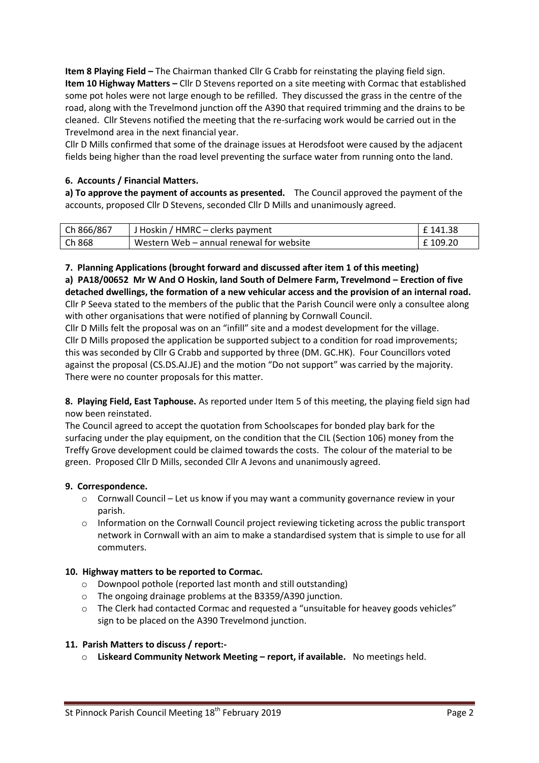**Item 8 Playing Field –** The Chairman thanked Cllr G Crabb for reinstating the playing field sign.
**Item 10 Highway Matters –** Cllr D Stevens reported on a site meeting with Cormac that established some pot holes were not large enough to be refilled. They discussed the grass in the centre of the road, along with the Trevelmond junction off the A390 that required trimming and the drains to be cleaned. Cllr Stevens notified the meeting that the re-surfacing work would be carried out in the Trevelmond area in the next financial year.
Cllr D Mills confirmed that some of the drainage issues at Herodsfoot were caused by the adjacent fields being higher than the road level preventing the surface water from running onto the land.

### 6. Accounts / Financial Matters.

**a) To approve the payment of accounts as presented.** The Council approved the payment of the accounts, proposed Cllr D Stevens, seconded Cllr D Mills and unanimously agreed.

| | | |
|---|---|---|
| Ch 866/867 | J Hoskin / HMRC – clerks payment | £ 141.38 |
| Ch 868 | Western Web – annual renewal for website | £ 109.20 |

### 7. Planning Applications (brought forward and discussed after item 1 of this meeting)

**a) PA18/00652 Mr W And O Hoskin, land South of Delmere Farm, Trevelmond – Erection of five detached dwellings, the formation of a new vehicular access and the provision of an internal road.**
Cllr P Seeva stated to the members of the public that the Parish Council were only a consultee along with other organisations that were notified of planning by Cornwall Council.
Cllr D Mills felt the proposal was on an "infill" site and a modest development for the village. Cllr D Mills proposed the application be supported subject to a condition for road improvements; this was seconded by Cllr G Crabb and supported by three (DM. GC.HK). Four Councillors voted against the proposal (CS.DS.AJ.JE) and the motion "Do not support" was carried by the majority. There were no counter proposals for this matter.

**8. Playing Field, East Taphouse.** As reported under Item 5 of this meeting, the playing field sign had now been reinstated.
The Council agreed to accept the quotation from Schoolscapes for bonded play bark for the surfacing under the play equipment, on the condition that the CIL (Section 106) money from the Treffy Grove development could be claimed towards the costs. The colour of the material to be green. Proposed Cllr D Mills, seconded Cllr A Jevons and unanimously agreed.

### 9. Correspondence.

- Cornwall Council – Let us know if you may want a community governance review in your parish.
- Information on the Cornwall Council project reviewing ticketing across the public transport network in Cornwall with an aim to make a standardised system that is simple to use for all commuters.

### 10. Highway matters to be reported to Cormac.

- Downpool pothole (reported last month and still outstanding)
- The ongoing drainage problems at the B3359/A390 junction.
- The Clerk had contacted Cormac and requested a "unsuitable for heavey goods vehicles" sign to be placed on the A390 Trevelmond junction.

### 11. Parish Matters to discuss / report:-

- **Liskeard Community Network Meeting – report, if available.** No meetings held.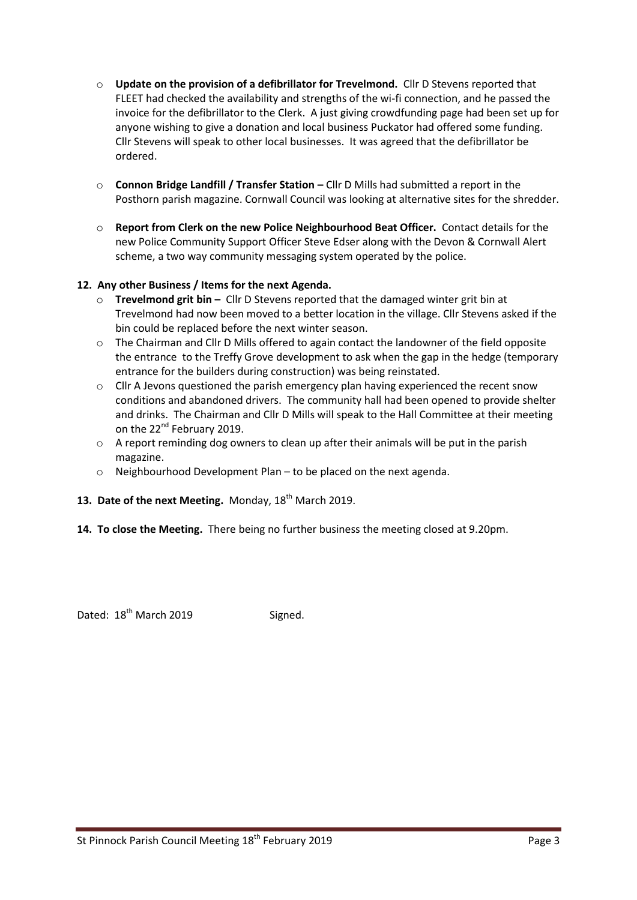- **Update on the provision of a defibrillator for Trevelmond.** Cllr D Stevens reported that FLEET had checked the availability and strengths of the wi-fi connection, and he passed the invoice for the defibrillator to the Clerk. A just giving crowdfunding page had been set up for anyone wishing to give a donation and local business Puckator had offered some funding. Cllr Stevens will speak to other local businesses. It was agreed that the defibrillator be ordered.

- **Connon Bridge Landfill / Transfer Station –** Cllr D Mills had submitted a report in the Posthorn parish magazine. Cornwall Council was looking at alternative sites for the shredder.

- **Report from Clerk on the new Police Neighbourhood Beat Officer.** Contact details for the new Police Community Support Officer Steve Edser along with the Devon & Cornwall Alert scheme, a two way community messaging system operated by the police.

**12. Any other Business / Items for the next Agenda.**

- **Trevelmond grit bin –** Cllr D Stevens reported that the damaged winter grit bin at Trevelmond had now been moved to a better location in the village. Cllr Stevens asked if the bin could be replaced before the next winter season.
- The Chairman and Cllr D Mills offered to again contact the landowner of the field opposite the entrance to the Treffy Grove development to ask when the gap in the hedge (temporary entrance for the builders during construction) was being reinstated.
- Cllr A Jevons questioned the parish emergency plan having experienced the recent snow conditions and abandoned drivers. The community hall had been opened to provide shelter and drinks. The Chairman and Cllr D Mills will speak to the Hall Committee at their meeting on the 22nd February 2019.
- A report reminding dog owners to clean up after their animals will be put in the parish magazine.
- Neighbourhood Development Plan – to be placed on the next agenda.

**13. Date of the next Meeting.** Monday, 18th March 2019.

**14. To close the Meeting.** There being no further business the meeting closed at 9.20pm.

Dated: 18th March 2019 Signed.